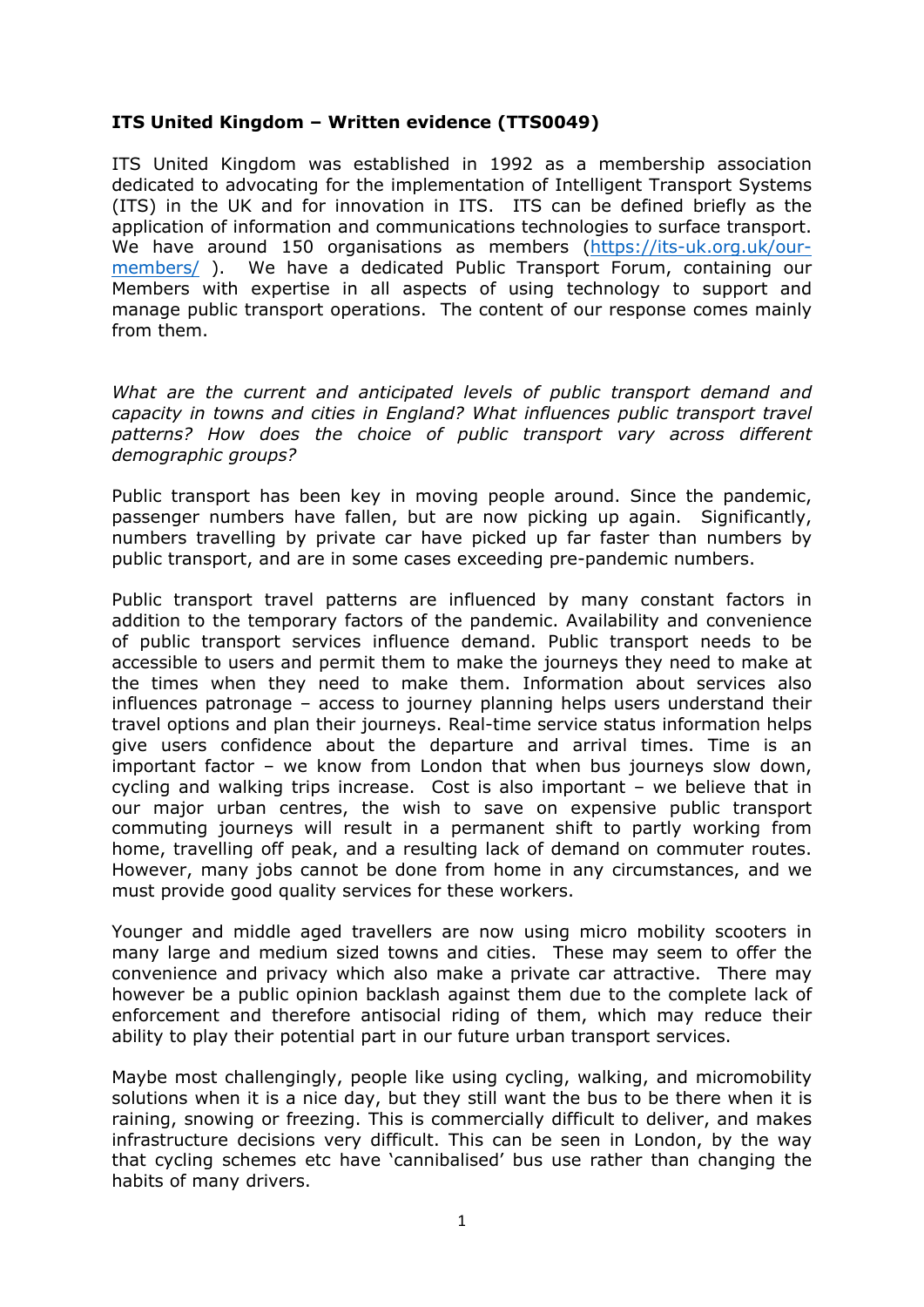**ITS United Kingdom – Written evidence (TTS0049)**

ITS United Kingdom was established in 1992 as a membership association dedicated to advocating for the implementation of Intelligent Transport Systems (ITS) in the UK and for innovation in ITS. ITS can be defined briefly as the application of information and communications technologies to surface transport. We have around 150 organisations as members ([https://its-uk.org.uk/our-members/](https://its-uk.org.uk/our-members/) ). We have a dedicated Public Transport Forum, containing our Members with expertise in all aspects of using technology to support and manage public transport operations. The content of our response comes mainly from them.

*What are the current and anticipated levels of public transport demand and capacity in towns and cities in England? What influences public transport travel patterns? How does the choice of public transport vary across different demographic groups?*

Public transport has been key in moving people around. Since the pandemic, passenger numbers have fallen, but are now picking up again. Significantly, numbers travelling by private car have picked up far faster than numbers by public transport, and are in some cases exceeding pre-pandemic numbers.

Public transport travel patterns are influenced by many constant factors in addition to the temporary factors of the pandemic. Availability and convenience of public transport services influence demand. Public transport needs to be accessible to users and permit them to make the journeys they need to make at the times when they need to make them. Information about services also influences patronage – access to journey planning helps users understand their travel options and plan their journeys. Real-time service status information helps give users confidence about the departure and arrival times. Time is an important factor – we know from London that when bus journeys slow down, cycling and walking trips increase. Cost is also important – we believe that in our major urban centres, the wish to save on expensive public transport commuting journeys will result in a permanent shift to partly working from home, travelling off peak, and a resulting lack of demand on commuter routes. However, many jobs cannot be done from home in any circumstances, and we must provide good quality services for these workers.

Younger and middle aged travellers are now using micro mobility scooters in many large and medium sized towns and cities. These may seem to offer the convenience and privacy which also make a private car attractive. There may however be a public opinion backlash against them due to the complete lack of enforcement and therefore antisocial riding of them, which may reduce their ability to play their potential part in our future urban transport services.

Maybe most challengingly, people like using cycling, walking, and micromobility solutions when it is a nice day, but they still want the bus to be there when it is raining, snowing or freezing. This is commercially difficult to deliver, and makes infrastructure decisions very difficult. This can be seen in London, by the way that cycling schemes etc have 'cannibalised' bus use rather than changing the habits of many drivers.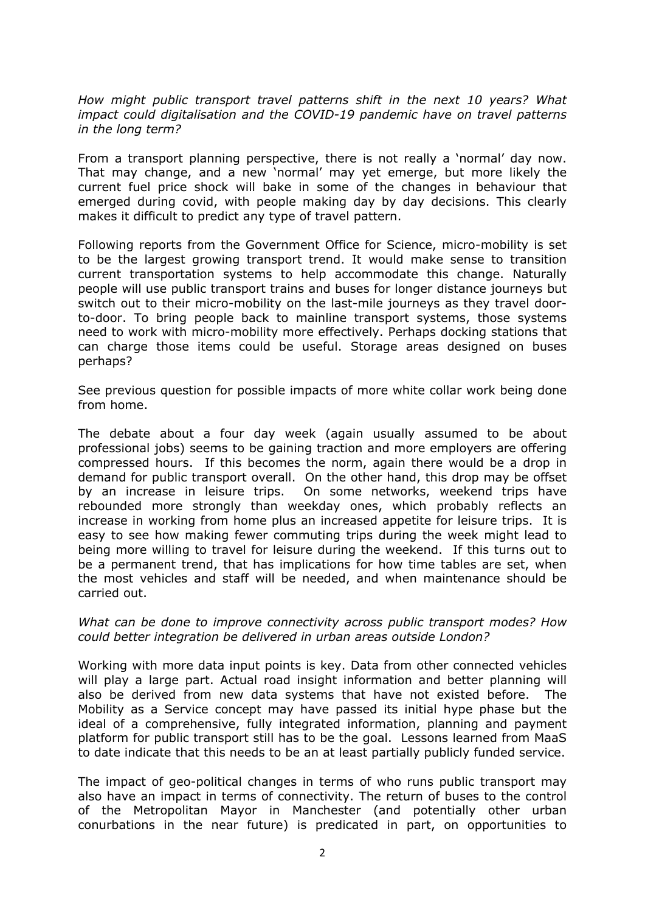*How might public transport travel patterns shift in the next 10 years? What impact could digitalisation and the COVID-19 pandemic have on travel patterns in the long term?*

From a transport planning perspective, there is not really a 'normal' day now. That may change, and a new 'normal' may yet emerge, but more likely the current fuel price shock will bake in some of the changes in behaviour that emerged during covid, with people making day by day decisions. This clearly makes it difficult to predict any type of travel pattern.

Following reports from the Government Office for Science, micro-mobility is set to be the largest growing transport trend. It would make sense to transition current transportation systems to help accommodate this change. Naturally people will use public transport trains and buses for longer distance journeys but switch out to their micro-mobility on the last-mile journeys as they travel door-to-door. To bring people back to mainline transport systems, those systems need to work with micro-mobility more effectively. Perhaps docking stations that can charge those items could be useful. Storage areas designed on buses perhaps?

See previous question for possible impacts of more white collar work being done from home.

The debate about a four day week (again usually assumed to be about professional jobs) seems to be gaining traction and more employers are offering compressed hours. If this becomes the norm, again there would be a drop in demand for public transport overall. On the other hand, this drop may be offset by an increase in leisure trips. On some networks, weekend trips have rebounded more strongly than weekday ones, which probably reflects an increase in working from home plus an increased appetite for leisure trips. It is easy to see how making fewer commuting trips during the week might lead to being more willing to travel for leisure during the weekend. If this turns out to be a permanent trend, that has implications for how time tables are set, when the most vehicles and staff will be needed, and when maintenance should be carried out.

*What can be done to improve connectivity across public transport modes? How could better integration be delivered in urban areas outside London?*

Working with more data input points is key. Data from other connected vehicles will play a large part. Actual road insight information and better planning will also be derived from new data systems that have not existed before. The Mobility as a Service concept may have passed its initial hype phase but the ideal of a comprehensive, fully integrated information, planning and payment platform for public transport still has to be the goal. Lessons learned from MaaS to date indicate that this needs to be an at least partially publicly funded service.

The impact of geo-political changes in terms of who runs public transport may also have an impact in terms of connectivity. The return of buses to the control of the Metropolitan Mayor in Manchester (and potentially other urban conurbations in the near future) is predicated in part, on opportunities to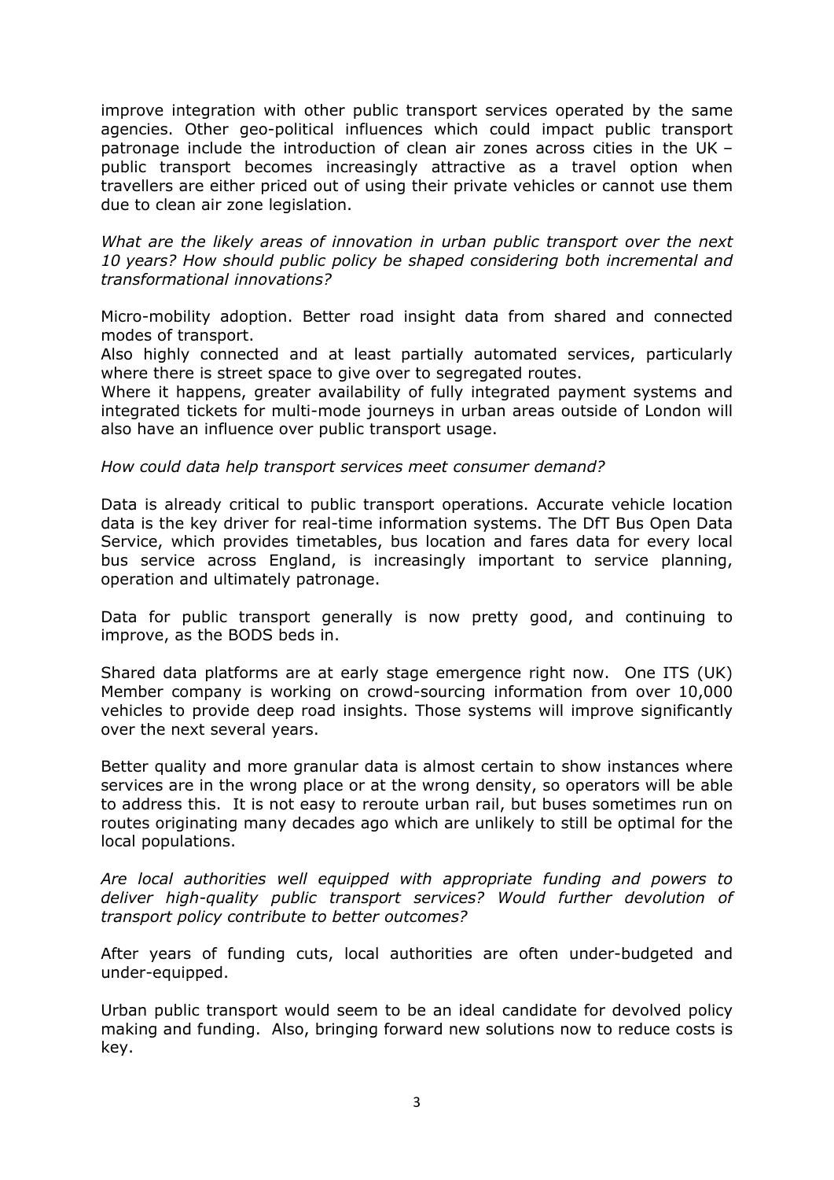improve integration with other public transport services operated by the same agencies. Other geo-political influences which could impact public transport patronage include the introduction of clean air zones across cities in the UK – public transport becomes increasingly attractive as a travel option when travellers are either priced out of using their private vehicles or cannot use them due to clean air zone legislation.

*What are the likely areas of innovation in urban public transport over the next 10 years? How should public policy be shaped considering both incremental and transformational innovations?*

Micro-mobility adoption. Better road insight data from shared and connected modes of transport.
Also highly connected and at least partially automated services, particularly where there is street space to give over to segregated routes.
Where it happens, greater availability of fully integrated payment systems and integrated tickets for multi-mode journeys in urban areas outside of London will also have an influence over public transport usage.

*How could data help transport services meet consumer demand?*

Data is already critical to public transport operations. Accurate vehicle location data is the key driver for real-time information systems. The DfT Bus Open Data Service, which provides timetables, bus location and fares data for every local bus service across England, is increasingly important to service planning, operation and ultimately patronage.

Data for public transport generally is now pretty good, and continuing to improve, as the BODS beds in.

Shared data platforms are at early stage emergence right now. One ITS (UK) Member company is working on crowd-sourcing information from over 10,000 vehicles to provide deep road insights. Those systems will improve significantly over the next several years.

Better quality and more granular data is almost certain to show instances where services are in the wrong place or at the wrong density, so operators will be able to address this. It is not easy to reroute urban rail, but buses sometimes run on routes originating many decades ago which are unlikely to still be optimal for the local populations.

*Are local authorities well equipped with appropriate funding and powers to deliver high-quality public transport services? Would further devolution of transport policy contribute to better outcomes?*

After years of funding cuts, local authorities are often under-budgeted and under-equipped.

Urban public transport would seem to be an ideal candidate for devolved policy making and funding. Also, bringing forward new solutions now to reduce costs is key.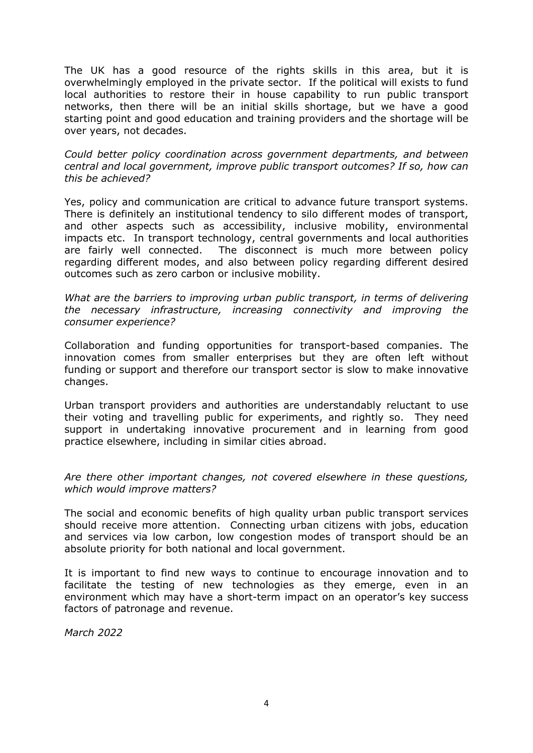The UK has a good resource of the rights skills in this area, but it is overwhelmingly employed in the private sector. If the political will exists to fund local authorities to restore their in house capability to run public transport networks, then there will be an initial skills shortage, but we have a good starting point and good education and training providers and the shortage will be over years, not decades.

*Could better policy coordination across government departments, and between central and local government, improve public transport outcomes? If so, how can this be achieved?*

Yes, policy and communication are critical to advance future transport systems. There is definitely an institutional tendency to silo different modes of transport, and other aspects such as accessibility, inclusive mobility, environmental impacts etc. In transport technology, central governments and local authorities are fairly well connected. The disconnect is much more between policy regarding different modes, and also between policy regarding different desired outcomes such as zero carbon or inclusive mobility.

*What are the barriers to improving urban public transport, in terms of delivering the necessary infrastructure, increasing connectivity and improving the consumer experience?*

Collaboration and funding opportunities for transport-based companies. The innovation comes from smaller enterprises but they are often left without funding or support and therefore our transport sector is slow to make innovative changes.

Urban transport providers and authorities are understandably reluctant to use their voting and travelling public for experiments, and rightly so. They need support in undertaking innovative procurement and in learning from good practice elsewhere, including in similar cities abroad.

*Are there other important changes, not covered elsewhere in these questions, which would improve matters?*

The social and economic benefits of high quality urban public transport services should receive more attention. Connecting urban citizens with jobs, education and services via low carbon, low congestion modes of transport should be an absolute priority for both national and local government.

It is important to find new ways to continue to encourage innovation and to facilitate the testing of new technologies as they emerge, even in an environment which may have a short-term impact on an operator's key success factors of patronage and revenue.

*March 2022*